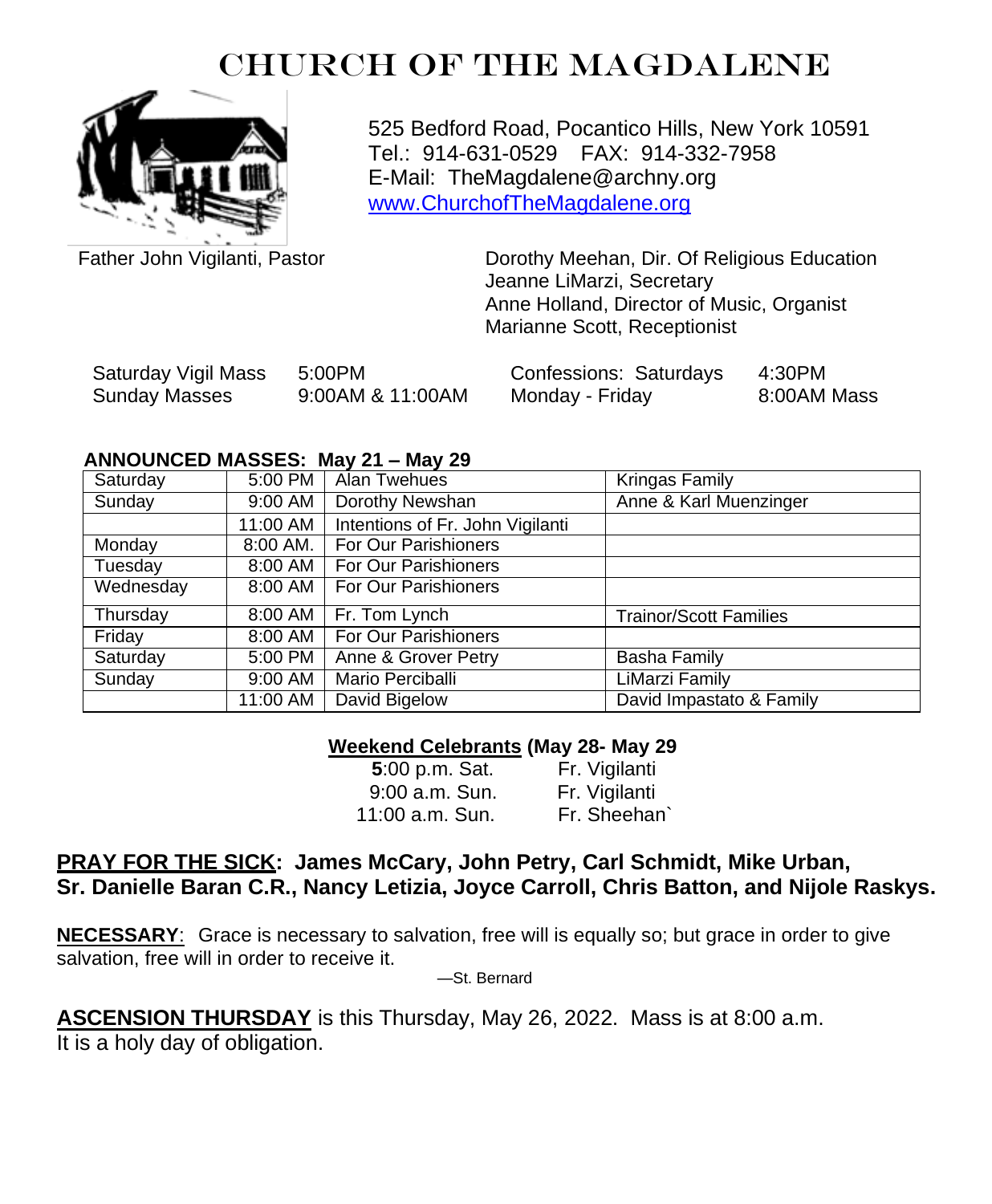# CHURCH OF THE MAGDALENE

525 Bedford Road, Pocantico Hills, New York 10591
Tel.: 914-631-0529 FAX: 914-332-7958
E-Mail: TheMagdalene@archny.org
www.ChurchofTheMagdalene.org

Father John Vigilanti, Pastor

Dorothy Meehan, Dir. Of Religious Education
Jeanne LiMarzi, Secretary
Anne Holland, Director of Music, Organist
Marianne Scott, Receptionist

Saturday Vigil Mass 5:00PM
Sunday Masses 9:00AM & 11:00AM

Confessions: Saturdays 4:30PM
Monday - Friday 8:00AM Mass

**ANNOUNCED MASSES: May 21 – May 29**

| | | | |
|---|---|---|---|
| Saturday | 5:00 PM | Alan Twehues | Kringas Family |
| Sunday | 9:00 AM | Dorothy Newshan | Anne & Karl Muenzinger |
| | 11:00 AM | Intentions of Fr. John Vigilanti | |
| Monday | 8:00 AM. | For Our Parishioners | |
| Tuesday | 8:00 AM | For Our Parishioners | |
| Wednesday | 8:00 AM | For Our Parishioners | |
| Thursday | 8:00 AM | Fr. Tom Lynch | Trainor/Scott Families |
| Friday | 8:00 AM | For Our Parishioners | |
| Saturday | 5:00 PM | Anne & Grover Petry | Basha Family |
| Sunday | 9:00 AM | Mario Perciballi | LiMarzi Family |
| | 11:00 AM | David Bigelow | David Impastato & Family |

**Weekend Celebrants (May 28- May 29**

**5**:00 p.m. Sat. Fr. Vigilanti
9:00 a.m. Sun. Fr. Vigilanti
11:00 a.m. Sun. Fr. Sheehan`

**PRAY FOR THE SICK: James McCary, John Petry, Carl Schmidt, Mike Urban, Sr. Danielle Baran C.R., Nancy Letizia, Joyce Carroll, Chris Batton, and Nijole Raskys.**

**NECESSARY**: Grace is necessary to salvation, free will is equally so; but grace in order to give salvation, free will in order to receive it.

—St. Bernard

**ASCENSION THURSDAY** is this Thursday, May 26, 2022. Mass is at 8:00 a.m. It is a holy day of obligation.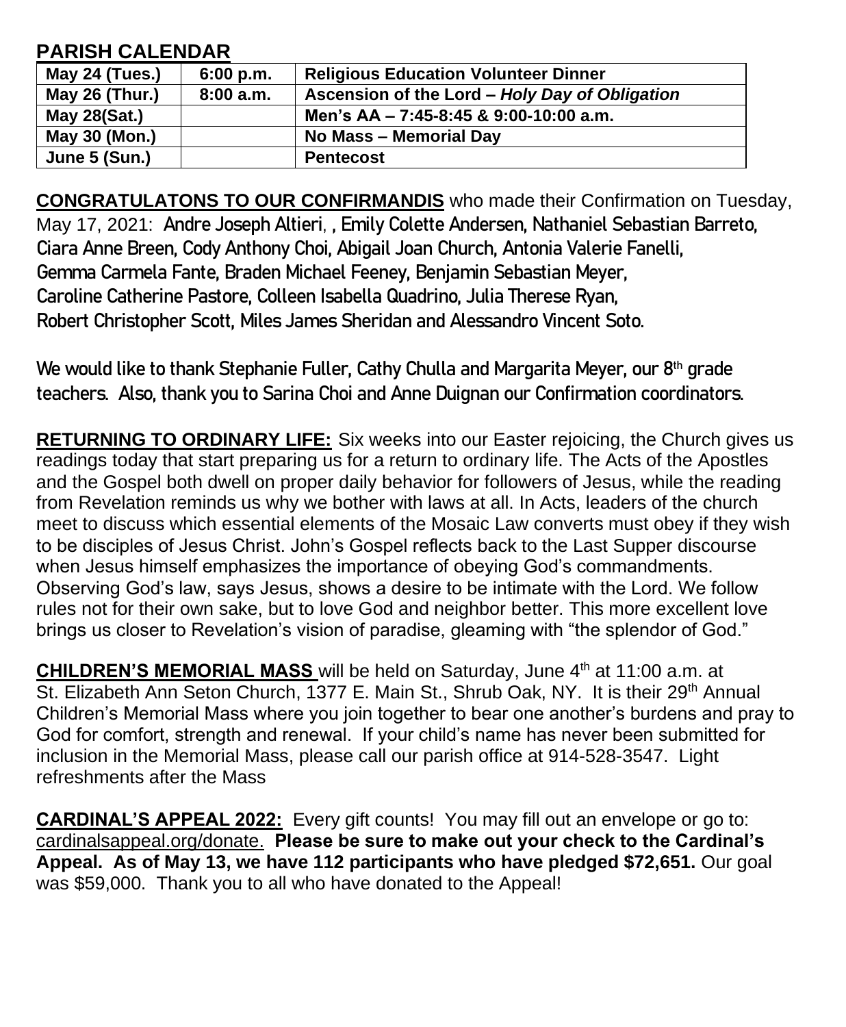## PARISH CALENDAR

| May 24 (Tues.) | 6:00 p.m. | Religious Education Volunteer Dinner |
|---|---|---|
| May 26 (Thur.) | 8:00 a.m. | Ascension of the Lord – *Holy Day of Obligation* |
| May 28(Sat.) | | Men's AA – 7:45-8:45 & 9:00-10:00 a.m. |
| May 30 (Mon.) | | No Mass – Memorial Day |
| June 5 (Sun.) | | Pentecost |

**CONGRATULATONS TO OUR CONFIRMANDIS** who made their Confirmation on Tuesday, May 17, 2021: **Andre Joseph Altieri, , Emily Colette Andersen, Nathaniel Sebastian Barreto, Ciara Anne Breen, Cody Anthony Choi, Abigail Joan Church, Antonia Valerie Fanelli, Gemma Carmela Fante, Braden Michael Feeney, Benjamin Sebastian Meyer, Caroline Catherine Pastore, Colleen Isabella Quadrino, Julia Therese Ryan, Robert Christopher Scott, Miles James Sheridan and Alessandro Vincent Soto.**

**We would like to thank Stephanie Fuller, Cathy Chulla and Margarita Meyer, our 8th grade teachers. Also, thank you to Sarina Choi and Anne Duignan our Confirmation coordinators.**

**RETURNING TO ORDINARY LIFE:** Six weeks into our Easter rejoicing, the Church gives us readings today that start preparing us for a return to ordinary life. The Acts of the Apostles and the Gospel both dwell on proper daily behavior for followers of Jesus, while the reading from Revelation reminds us why we bother with laws at all. In Acts, leaders of the church meet to discuss which essential elements of the Mosaic Law converts must obey if they wish to be disciples of Jesus Christ. John's Gospel reflects back to the Last Supper discourse when Jesus himself emphasizes the importance of obeying God's commandments. Observing God's law, says Jesus, shows a desire to be intimate with the Lord. We follow rules not for their own sake, but to love God and neighbor better. This more excellent love brings us closer to Revelation's vision of paradise, gleaming with "the splendor of God."

**CHILDREN'S MEMORIAL MASS** will be held on Saturday, June 4th at 11:00 a.m. at St. Elizabeth Ann Seton Church, 1377 E. Main St., Shrub Oak, NY. It is their 29th Annual Children's Memorial Mass where you join together to bear one another's burdens and pray to God for comfort, strength and renewal. If your child's name has never been submitted for inclusion in the Memorial Mass, please call our parish office at 914-528-3547. Light refreshments after the Mass

**CARDINAL'S APPEAL 2022:** Every gift counts! You may fill out an envelope or go to: cardinalsappeal.org/donate. **Please be sure to make out your check to the Cardinal's Appeal. As of May 13, we have 112 participants who have pledged $72,651.** Our goal was $59,000. Thank you to all who have donated to the Appeal!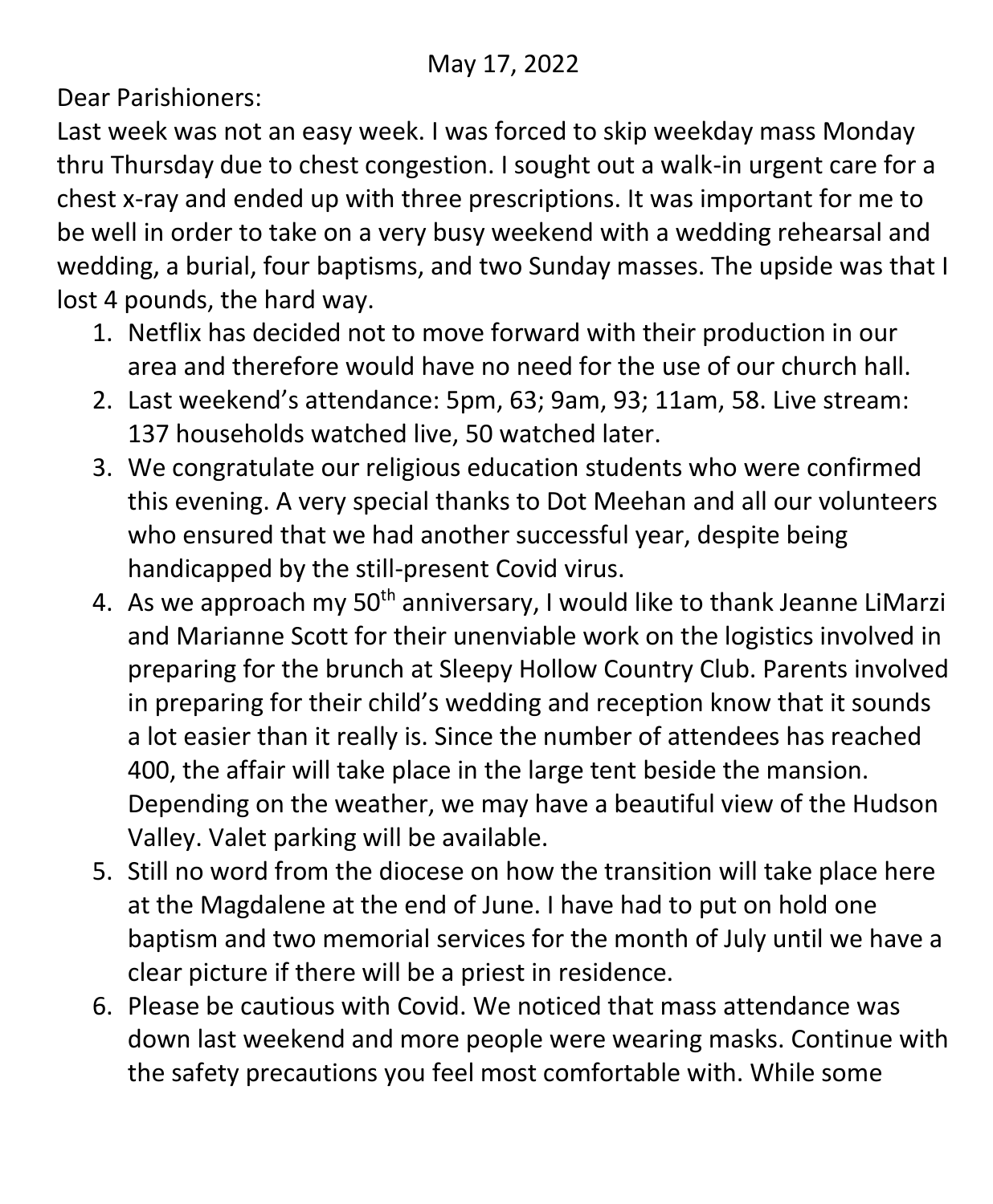May 17, 2022

Dear Parishioners:

Last week was not an easy week. I was forced to skip weekday mass Monday thru Thursday due to chest congestion. I sought out a walk-in urgent care for a chest x-ray and ended up with three prescriptions. It was important for me to be well in order to take on a very busy weekend with a wedding rehearsal and wedding, a burial, four baptisms, and two Sunday masses. The upside was that I lost 4 pounds, the hard way.

1. Netflix has decided not to move forward with their production in our area and therefore would have no need for the use of our church hall.
2. Last weekend's attendance: 5pm, 63; 9am, 93; 11am, 58. Live stream: 137 households watched live, 50 watched later.
3. We congratulate our religious education students who were confirmed this evening. A very special thanks to Dot Meehan and all our volunteers who ensured that we had another successful year, despite being handicapped by the still-present Covid virus.
4. As we approach my 50th anniversary, I would like to thank Jeanne LiMarzi and Marianne Scott for their unenviable work on the logistics involved in preparing for the brunch at Sleepy Hollow Country Club. Parents involved in preparing for their child's wedding and reception know that it sounds a lot easier than it really is. Since the number of attendees has reached 400, the affair will take place in the large tent beside the mansion. Depending on the weather, we may have a beautiful view of the Hudson Valley. Valet parking will be available.
5. Still no word from the diocese on how the transition will take place here at the Magdalene at the end of June. I have had to put on hold one baptism and two memorial services for the month of July until we have a clear picture if there will be a priest in residence.
6. Please be cautious with Covid. We noticed that mass attendance was down last weekend and more people were wearing masks. Continue with the safety precautions you feel most comfortable with. While some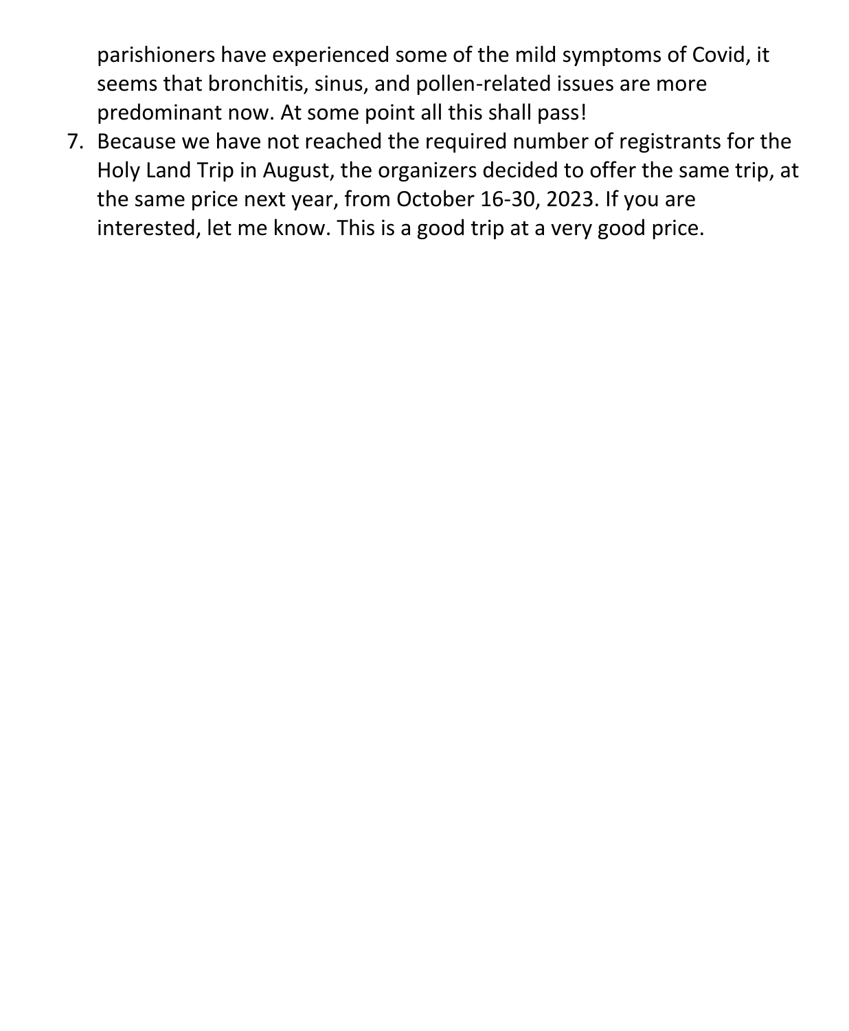parishioners have experienced some of the mild symptoms of Covid, it seems that bronchitis, sinus, and pollen-related issues are more predominant now. At some point all this shall pass!

7. Because we have not reached the required number of registrants for the Holy Land Trip in August, the organizers decided to offer the same trip, at the same price next year, from October 16-30, 2023. If you are interested, let me know. This is a good trip at a very good price.